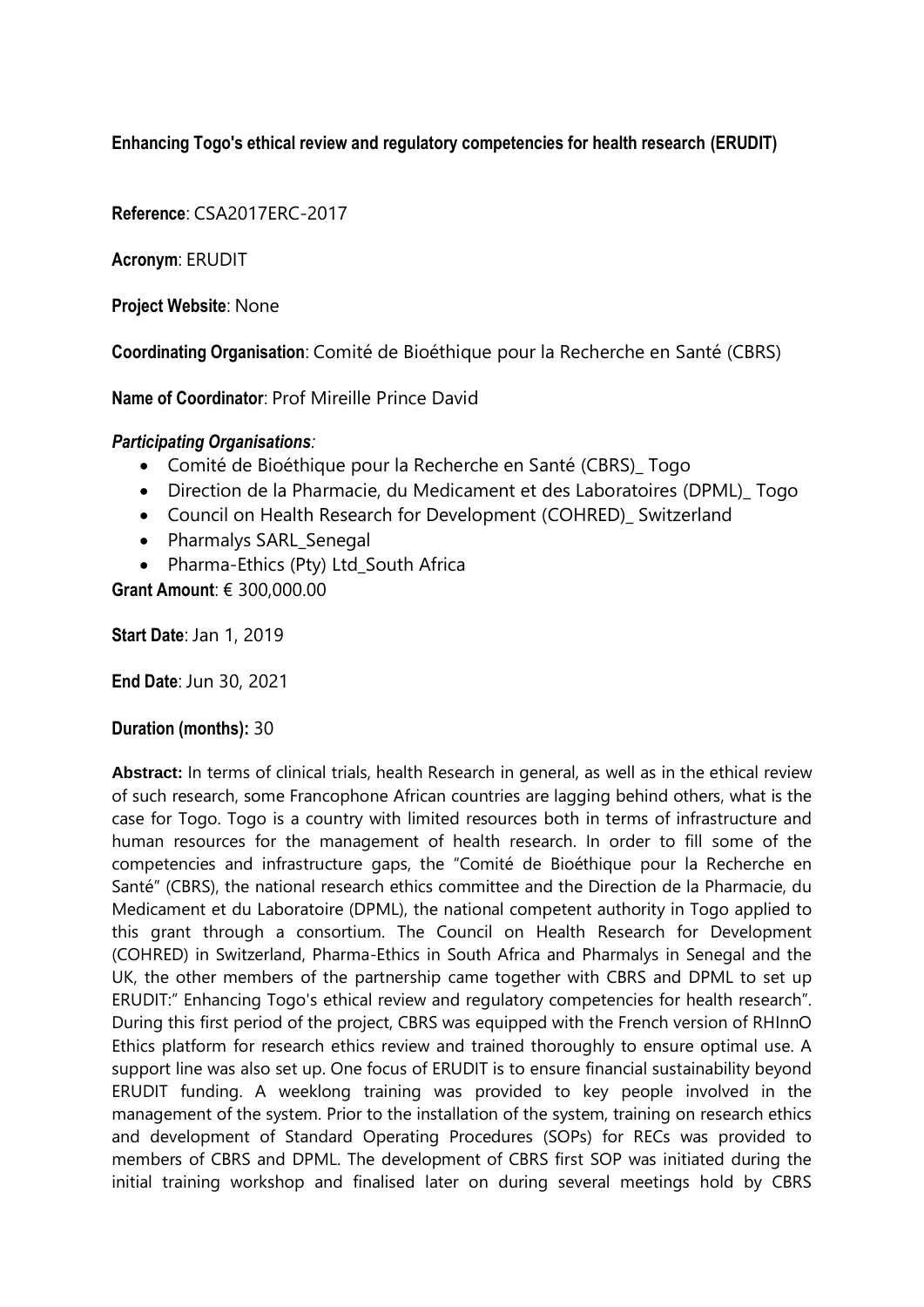**Enhancing Togo's ethical review and regulatory competencies for health research (ERUDIT)**

**Reference**: CSA2017ERC-2017

**Acronym**: ERUDIT

**Project Website**: None

**Coordinating Organisation**: Comité de Bioéthique pour la Recherche en Santé (CBRS)

**Name of Coordinator**: Prof Mireille Prince David

***Participating Organisations**:*

- Comité de Bioéthique pour la Recherche en Santé (CBRS)_ Togo
- Direction de la Pharmacie, du Medicament et des Laboratoires (DPML)_ Togo
- Council on Health Research for Development (COHRED)_ Switzerland
- Pharmalys SARL_Senegal
- Pharma-Ethics (Pty) Ltd_South Africa

**Grant Amount**: € 300,000.00

**Start Date**: Jan 1, 2019

**End Date**: Jun 30, 2021

**Duration (months):** 30

**Abstract:** In terms of clinical trials, health Research in general, as well as in the ethical review of such research, some Francophone African countries are lagging behind others, what is the case for Togo. Togo is a country with limited resources both in terms of infrastructure and human resources for the management of health research. In order to fill some of the competencies and infrastructure gaps, the "Comité de Bioéthique pour la Recherche en Santé" (CBRS), the national research ethics committee and the Direction de la Pharmacie, du Medicament et du Laboratoire (DPML), the national competent authority in Togo applied to this grant through a consortium. The Council on Health Research for Development (COHRED) in Switzerland, Pharma-Ethics in South Africa and Pharmalys in Senegal and the UK, the other members of the partnership came together with CBRS and DPML to set up ERUDIT:" Enhancing Togo's ethical review and regulatory competencies for health research". During this first period of the project, CBRS was equipped with the French version of RHInnO Ethics platform for research ethics review and trained thoroughly to ensure optimal use. A support line was also set up. One focus of ERUDIT is to ensure financial sustainability beyond ERUDIT funding. A weeklong training was provided to key people involved in the management of the system. Prior to the installation of the system, training on research ethics and development of Standard Operating Procedures (SOPs) for RECs was provided to members of CBRS and DPML. The development of CBRS first SOP was initiated during the initial training workshop and finalised later on during several meetings hold by CBRS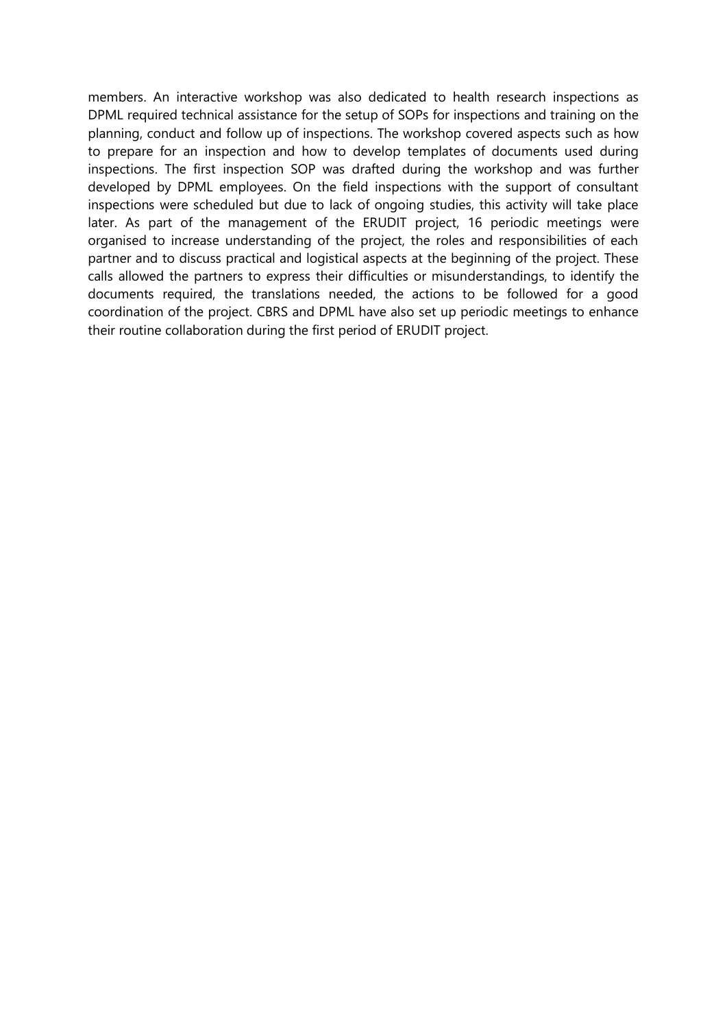members. An interactive workshop was also dedicated to health research inspections as DPML required technical assistance for the setup of SOPs for inspections and training on the planning, conduct and follow up of inspections. The workshop covered aspects such as how to prepare for an inspection and how to develop templates of documents used during inspections. The first inspection SOP was drafted during the workshop and was further developed by DPML employees. On the field inspections with the support of consultant inspections were scheduled but due to lack of ongoing studies, this activity will take place later. As part of the management of the ERUDIT project, 16 periodic meetings were organised to increase understanding of the project, the roles and responsibilities of each partner and to discuss practical and logistical aspects at the beginning of the project. These calls allowed the partners to express their difficulties or misunderstandings, to identify the documents required, the translations needed, the actions to be followed for a good coordination of the project. CBRS and DPML have also set up periodic meetings to enhance their routine collaboration during the first period of ERUDIT project.